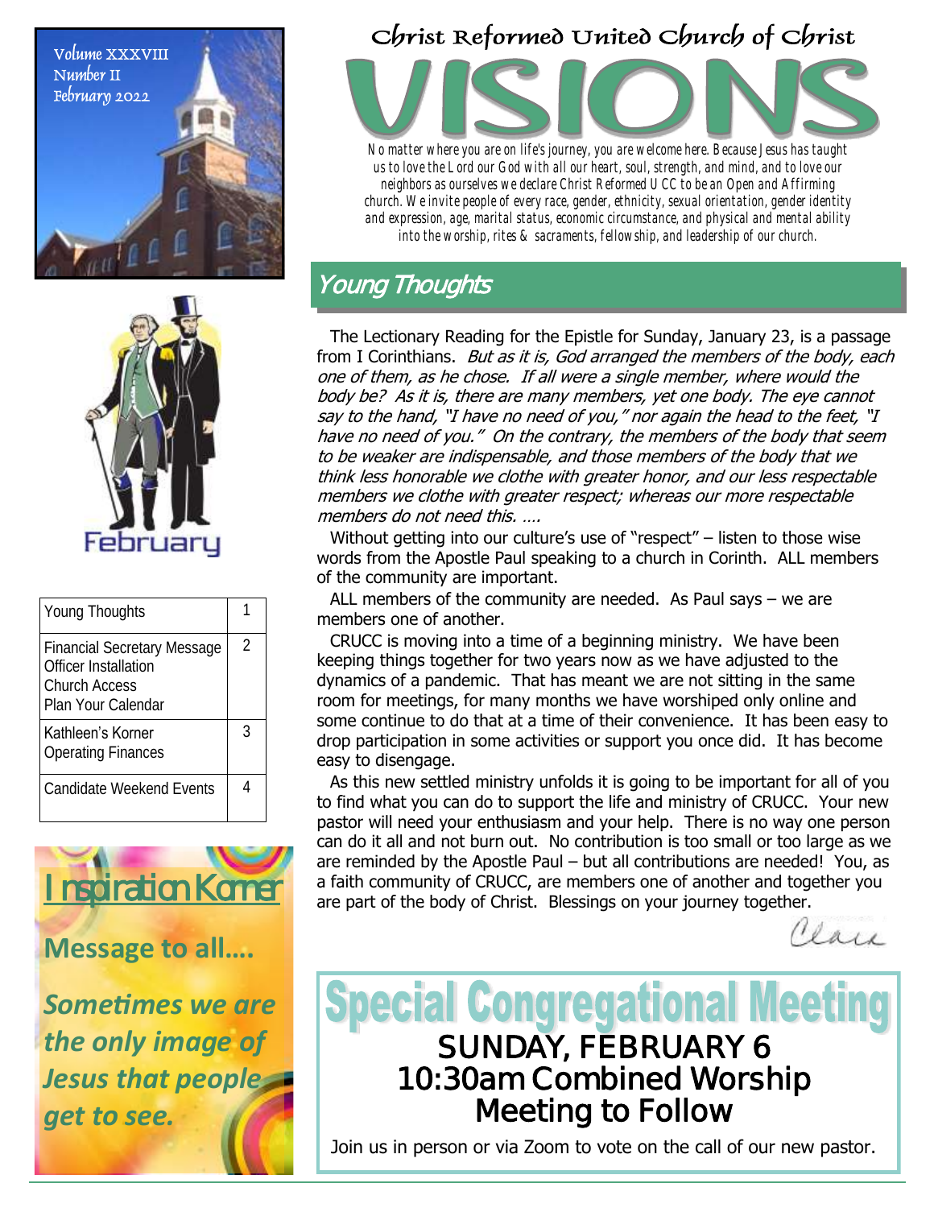Volume XXXVIII
Number II
February 2022

February

| Young Thoughts | 1 |
|---|---|
| Financial Secretary Message<br>Officer Installation<br>Church Access<br>Plan Your Calendar | 2 |
| Kathleen's Korner<br>Operating Finances | 3 |
| Candidate Weekend Events | 4 |

## Inspiration Korner

**Message to all….**

***Sometimes we are the only image of Jesus that people get to see.***

# Christ Reformed United Church of Christ

# VISIONS

*No matter where you are on life's journey, you are welcome here. Because Jesus has taught us to love the Lord our God with all our heart, soul, strength, and mind, and to love our neighbors as ourselves we declare Christ Reformed UCC to be an Open and Affirming church. We invite people of every race, gender, ethnicity, sexual orientation, gender identity and expression, age, marital status, economic circumstance, and physical and mental ability into the worship, rites & sacraments, fellowship, and leadership of our church.*

## Young Thoughts

The Lectionary Reading for the Epistle for Sunday, January 23, is a passage from I Corinthians. *But as it is, God arranged the members of the body, each one of them, as he chose. If all were a single member, where would the body be? As it is, there are many members, yet one body. The eye cannot say to the hand, "I have no need of you," nor again the head to the feet, "I have no need of you." On the contrary, the members of the body that seem to be weaker are indispensable, and those members of the body that we think less honorable we clothe with greater honor, and our less respectable members we clothe with greater respect; whereas our more respectable members do not need this. ….*

Without getting into our culture's use of "respect" – listen to those wise words from the Apostle Paul speaking to a church in Corinth. ALL members of the community are important.

ALL members of the community are needed. As Paul says – we are members one of another.

CRUCC is moving into a time of a beginning ministry. We have been keeping things together for two years now as we have adjusted to the dynamics of a pandemic. That has meant we are not sitting in the same room for meetings, for many months we have worshiped only online and some continue to do that at a time of their convenience. It has been easy to drop participation in some activities or support you once did. It has become easy to disengage.

As this new settled ministry unfolds it is going to be important for all of you to find what you can do to support the life and ministry of CRUCC. Your new pastor will need your enthusiasm and your help. There is no way one person can do it all and not burn out. No contribution is too small or too large as we are reminded by the Apostle Paul – but all contributions are needed! You, as a faith community of CRUCC, are members one of another and together you are part of the body of Christ. Blessings on your journey together.

Clair

## Special Congregational Meeting

**SUNDAY, FEBRUARY 6**
**10:30am Combined Worship**
**Meeting to Follow**

Join us in person or via Zoom to vote on the call of our new pastor.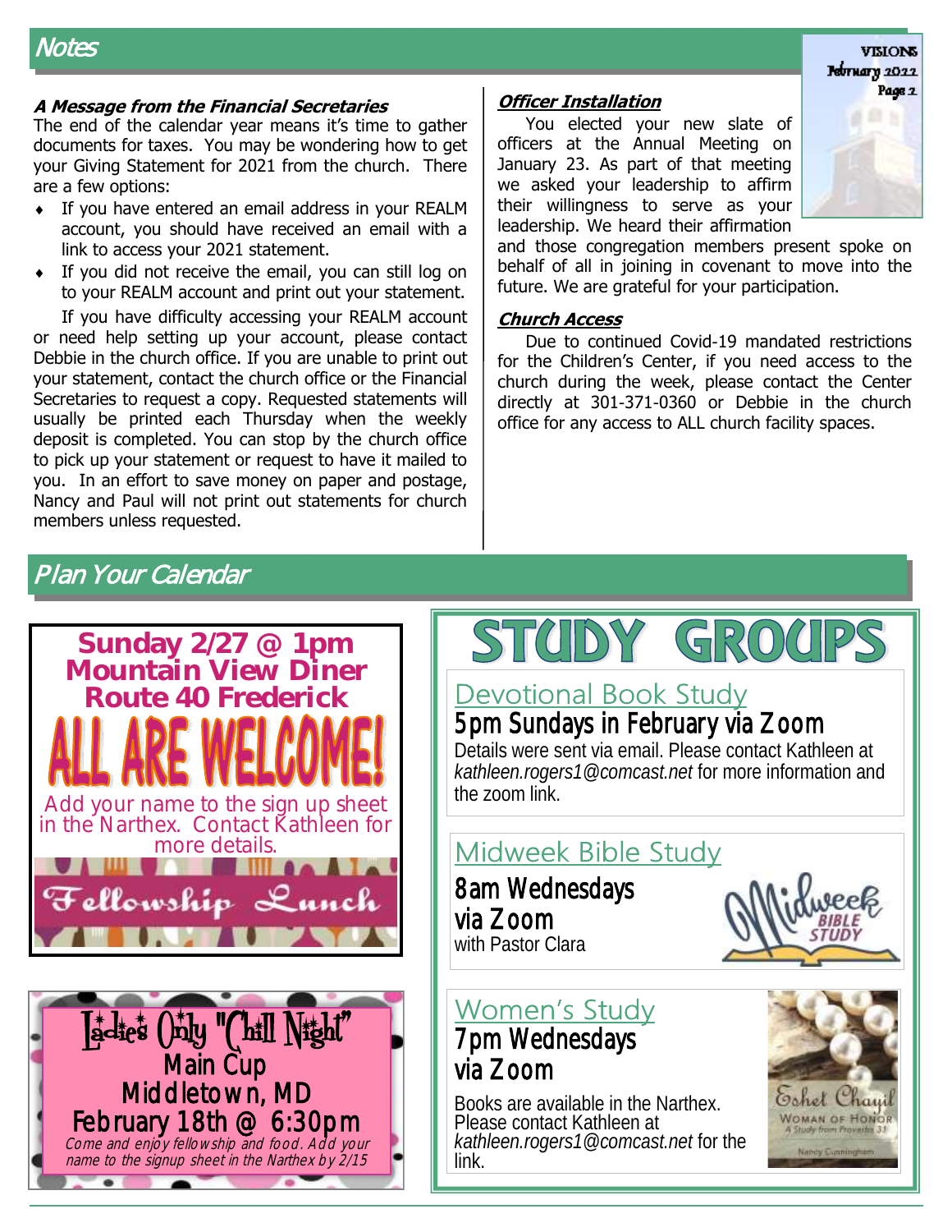## Notes

**A Message from the Financial Secretaries**

The end of the calendar year means it's time to gather documents for taxes. You may be wondering how to get your Giving Statement for 2021 from the church. There are a few options:

- If you have entered an email address in your REALM account, you should have received an email with a link to access your 2021 statement.
- If you did not receive the email, you can still log on to your REALM account and print out your statement.

If you have difficulty accessing your REALM account or need help setting up your account, please contact Debbie in the church office. If you are unable to print out your statement, contact the church office or the Financial Secretaries to request a copy. Requested statements will usually be printed each Thursday when the weekly deposit is completed. You can stop by the church office to pick up your statement or request to have it mailed to you. In an effort to save money on paper and postage, Nancy and Paul will not print out statements for church members unless requested.

**Officer Installation**

You elected your new slate of officers at the Annual Meeting on January 23. As part of that meeting we asked your leadership to affirm their willingness to serve as your leadership. We heard their affirmation and those congregation members present spoke on behalf of all in joining in covenant to move into the future. We are grateful for your participation.

**Church Access**

Due to continued Covid-19 mandated restrictions for the Children's Center, if you need access to the church during the week, please contact the Center directly at 301-371-0360 or Debbie in the church office for any access to ALL church facility spaces.

## Plan Your Calendar

**Sunday 2/27 @ 1pm**
**Mountain View Diner**
**Route 40 Frederick**

**ALL ARE WELCOME!**

Add your name to the sign up sheet in the Narthex. Contact Kathleen for more details.

**Fellowship Lunch**

**Ladies Only "Chill Night"**
**Main Cup**
**Middletown, MD**
**February 18th @ 6:30pm**

*Come and enjoy fellowship and food. Add your name to the signup sheet in the Narthex by 2/15*

## STUDY GROUPS

### Devotional Book Study

**5pm Sundays in February via Zoom**

Details were sent via email. Please contact Kathleen at *kathleen.rogers1@comcast.net* for more information and the zoom link.

### Midweek Bible Study

**8am Wednesdays via Zoom**
with Pastor Clara

### Women's Study

**7pm Wednesdays via Zoom**

Books are available in the Narthex. Please contact Kathleen at *kathleen.rogers1@comcast.net* for the link.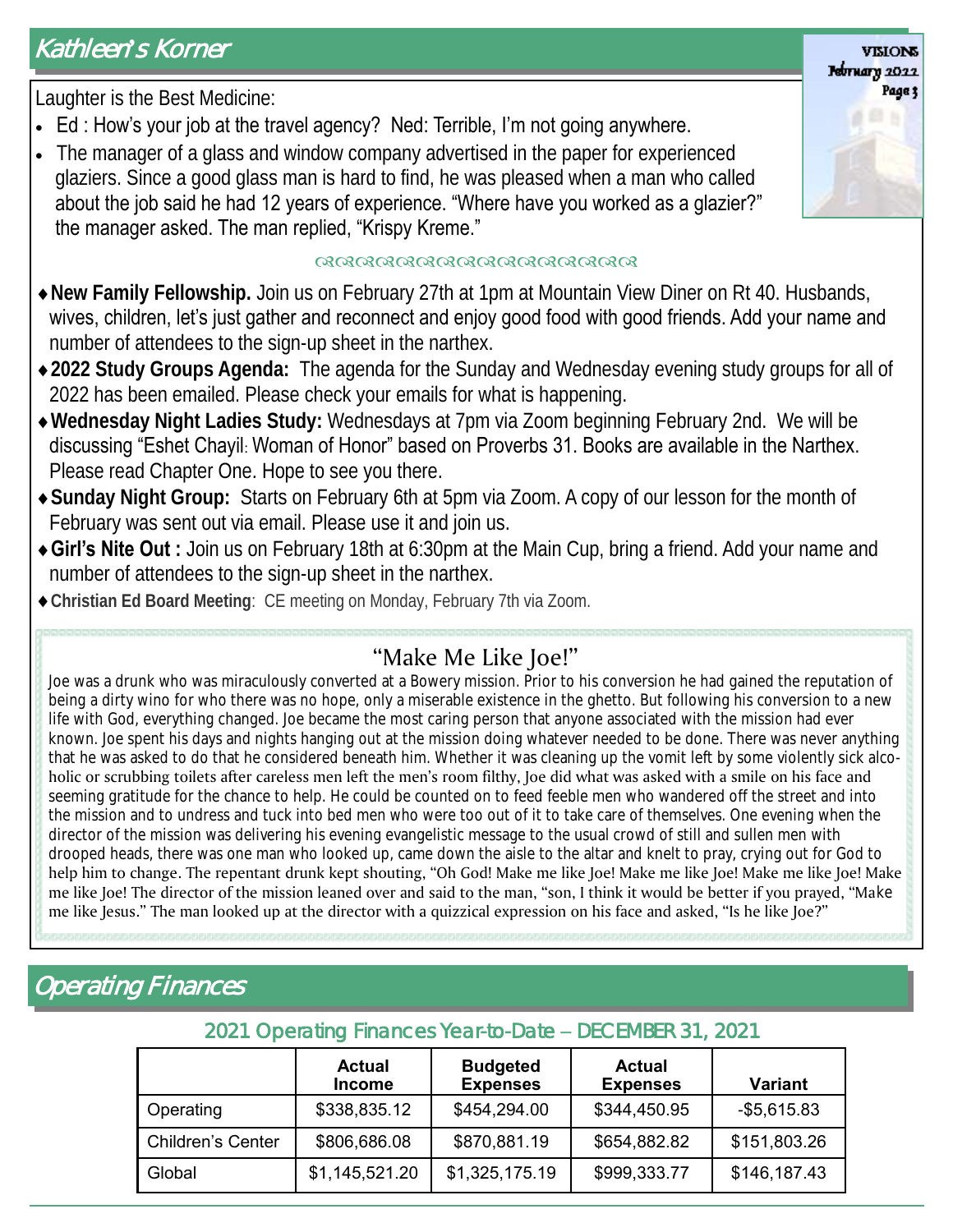## Kathleen's Korner

Laughter is the Best Medicine:

- Ed : How's your job at the travel agency? Ned: Terrible, I'm not going anywhere.
- The manager of a glass and window company advertised in the paper for experienced glaziers. Since a good glass man is hard to find, he was pleased when a man who called about the job said he had 12 years of experience. "Where have you worked as a glazier?" the manager asked. The man replied, "Krispy Kreme."

- **New Family Fellowship.** Join us on February 27th at 1pm at Mountain View Diner on Rt 40. Husbands, wives, children, let's just gather and reconnect and enjoy good food with good friends. Add your name and number of attendees to the sign-up sheet in the narthex.
- **2022 Study Groups Agenda:** The agenda for the Sunday and Wednesday evening study groups for all of 2022 has been emailed. Please check your emails for what is happening.
- **Wednesday Night Ladies Study:** Wednesdays at 7pm via Zoom beginning February 2nd. We will be discussing "Eshet Chayil: Woman of Honor" based on Proverbs 31. Books are available in the Narthex. Please read Chapter One. Hope to see you there.
- **Sunday Night Group:** Starts on February 6th at 5pm via Zoom. A copy of our lesson for the month of February was sent out via email. Please use it and join us.
- **Girl's Nite Out :** Join us on February 18th at 6:30pm at the Main Cup, bring a friend. Add your name and number of attendees to the sign-up sheet in the narthex.
- **Christian Ed Board Meeting**: CE meeting on Monday, February 7th via Zoom.

### "Make Me Like Joe!"

Joe was a drunk who was miraculously converted at a Bowery mission. Prior to his conversion he had gained the reputation of being a dirty wino for who there was no hope, only a miserable existence in the ghetto. But following his conversion to a new life with God, everything changed. Joe became the most caring person that anyone associated with the mission had ever known. Joe spent his days and nights hanging out at the mission doing whatever needed to be done. There was never anything that he was asked to do that he considered beneath him. Whether it was cleaning up the vomit left by some violently sick alcoholic or scrubbing toilets after careless men left the men's room filthy, Joe did what was asked with a smile on his face and seeming gratitude for the chance to help. He could be counted on to feed feeble men who wandered off the street and into the mission and to undress and tuck into bed men who were too out of it to take care of themselves. One evening when the director of the mission was delivering his evening evangelistic message to the usual crowd of still and sullen men with drooped heads, there was one man who looked up, came down the aisle to the altar and knelt to pray, crying out for God to help him to change. The repentant drunk kept shouting, "Oh God! Make me like Joe! Make me like Joe! Make me like Joe! Make me like Joe! The director of the mission leaned over and said to the man, "son, I think it would be better if you prayed, "Make me like Jesus." The man looked up at the director with a quizzical expression on his face and asked, "Is he like Joe?"

## Operating Finances

### 2021 Operating Finances Year-to-Date – DECEMBER 31, 2021

| | Actual Income | Budgeted Expenses | Actual Expenses | Variant |
|---|---|---|---|---|
| Operating | $338,835.12 | $454,294.00 | $344,450.95 | -$5,615.83 |
| Children's Center | $806,686.08 | $870,881.19 | $654,882.82 | $151,803.26 |
| Global | $1,145,521.20 | $1,325,175.19 | $999,333.77 | $146,187.43 |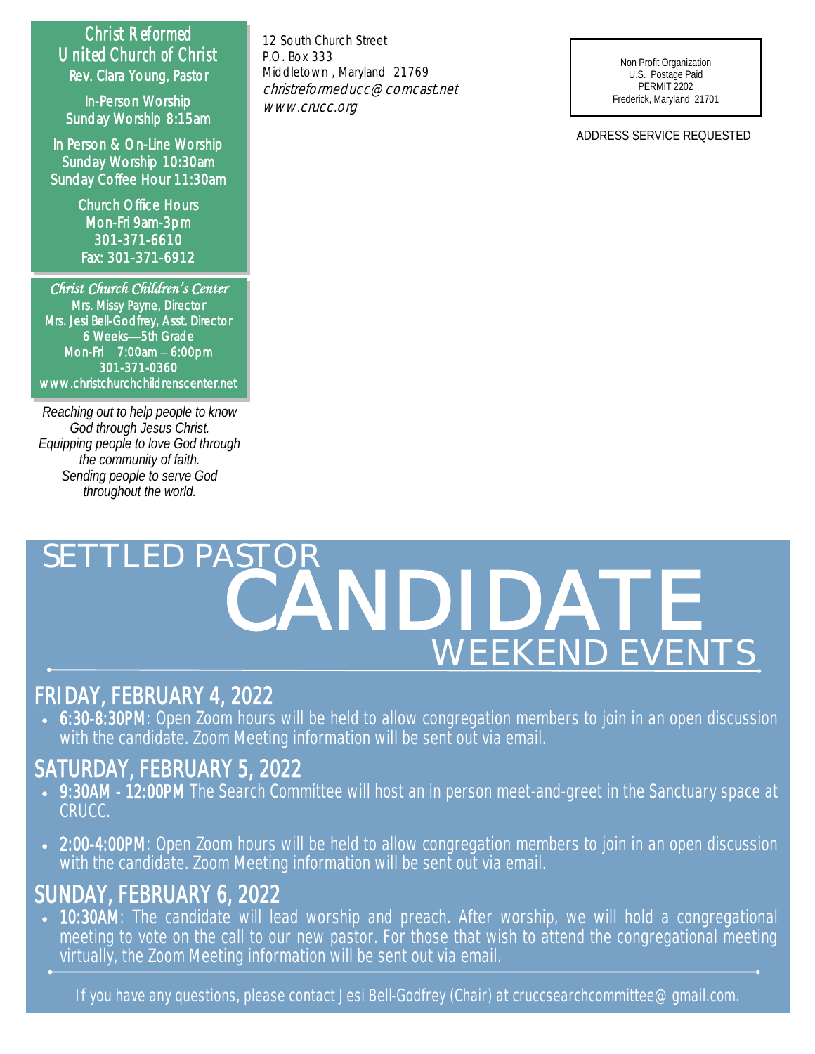**Christ Reformed United Church of Christ**
Rev. Clara Young, Pastor

In-Person Worship
Sunday Worship 8:15am

In Person & On-Line Worship
Sunday Worship 10:30am
Sunday Coffee Hour 11:30am

Church Office Hours
Mon-Fri 9am-3pm
301-371-6610
Fax: 301-371-6912

*Christ Church Children's Center*
Mrs. Missy Payne, Director
Mrs. Jesi Bell-Godfrey, Asst. Director
6 Weeks—5th Grade
Mon-Fri 7:00am – 6:00pm
301-371-0360
www.christchurchchildrenscenter.net

*Reaching out to help people to know God through Jesus Christ.*
*Equipping people to love God through the community of faith.*
*Sending people to serve God throughout the world.*

12 South Church Street
P.O. Box 333
Middletown , Maryland 21769
*christreformeducc@comcast.net*
*www.crucc.org*

Non Profit Organization
U.S. Postage Paid
PERMIT 2202
Frederick, Maryland 21701

ADDRESS SERVICE REQUESTED

# SETTLED PASTOR CANDIDATE WEEKEND EVENTS

## FRIDAY, FEBRUARY 4, 2022

- **6:30-8:30PM**: Open Zoom hours will be held to allow congregation members to join in an open discussion with the candidate. Zoom Meeting information will be sent out via email.

## SATURDAY, FEBRUARY 5, 2022

- **9:30AM - 12:00PM** The Search Committee will host an in person meet-and-greet in the Sanctuary space at CRUCC.
- **2:00-4:00PM**: Open Zoom hours will be held to allow congregation members to join in an open discussion with the candidate. Zoom Meeting information will be sent out via email.

## SUNDAY, FEBRUARY 6, 2022

- **10:30AM**: The candidate will lead worship and preach. After worship, we will hold a congregational meeting to vote on the call to our new pastor. For those that wish to attend the congregational meeting virtually, the Zoom Meeting information will be sent out via email.

If you have any questions, please contact Jesi Bell-Godfrey (Chair) at cruccsearchcommittee@gmail.com.